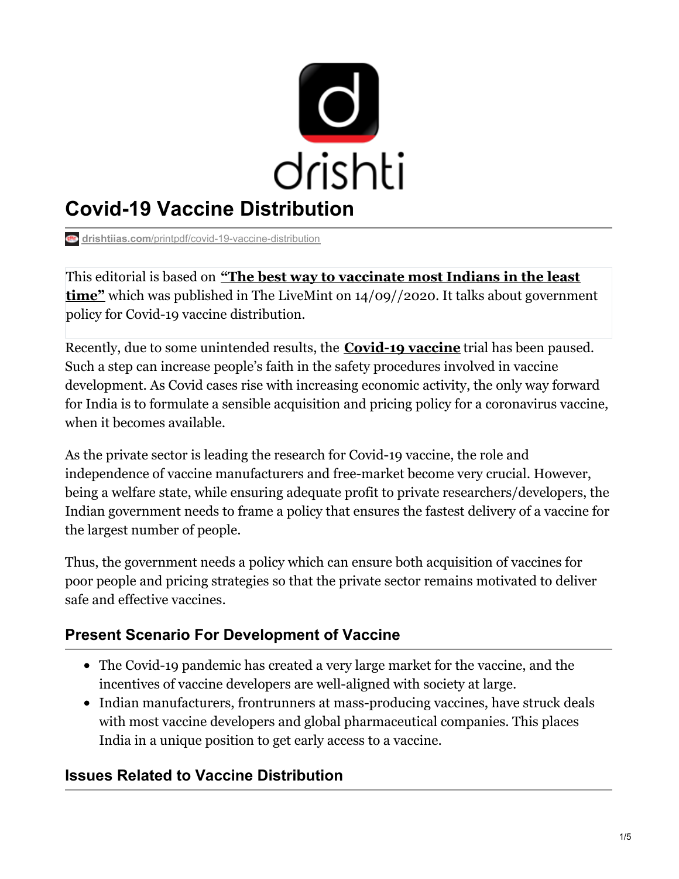# Covid-19 Vaccine Distribution

drishtiias.com/printpdf/covid-19-vaccine-distribution

This editorial is based on **"The best way to vaccinate most Indians in the least time"** which was published in The LiveMint on 14/09//2020. It talks about government policy for Covid-19 vaccine distribution.

Recently, due to some unintended results, the **Covid-19 vaccine** trial has been paused. Such a step can increase people's faith in the safety procedures involved in vaccine development. As Covid cases rise with increasing economic activity, the only way forward for India is to formulate a sensible acquisition and pricing policy for a coronavirus vaccine, when it becomes available.

As the private sector is leading the research for Covid-19 vaccine, the role and independence of vaccine manufacturers and free-market become very crucial. However, being a welfare state, while ensuring adequate profit to private researchers/developers, the Indian government needs to frame a policy that ensures the fastest delivery of a vaccine for the largest number of people.

Thus, the government needs a policy which can ensure both acquisition of vaccines for poor people and pricing strategies so that the private sector remains motivated to deliver safe and effective vaccines.

## Present Scenario For Development of Vaccine

- The Covid-19 pandemic has created a very large market for the vaccine, and the incentives of vaccine developers are well-aligned with society at large.
- Indian manufacturers, frontrunners at mass-producing vaccines, have struck deals with most vaccine developers and global pharmaceutical companies. This places India in a unique position to get early access to a vaccine.

## Issues Related to Vaccine Distribution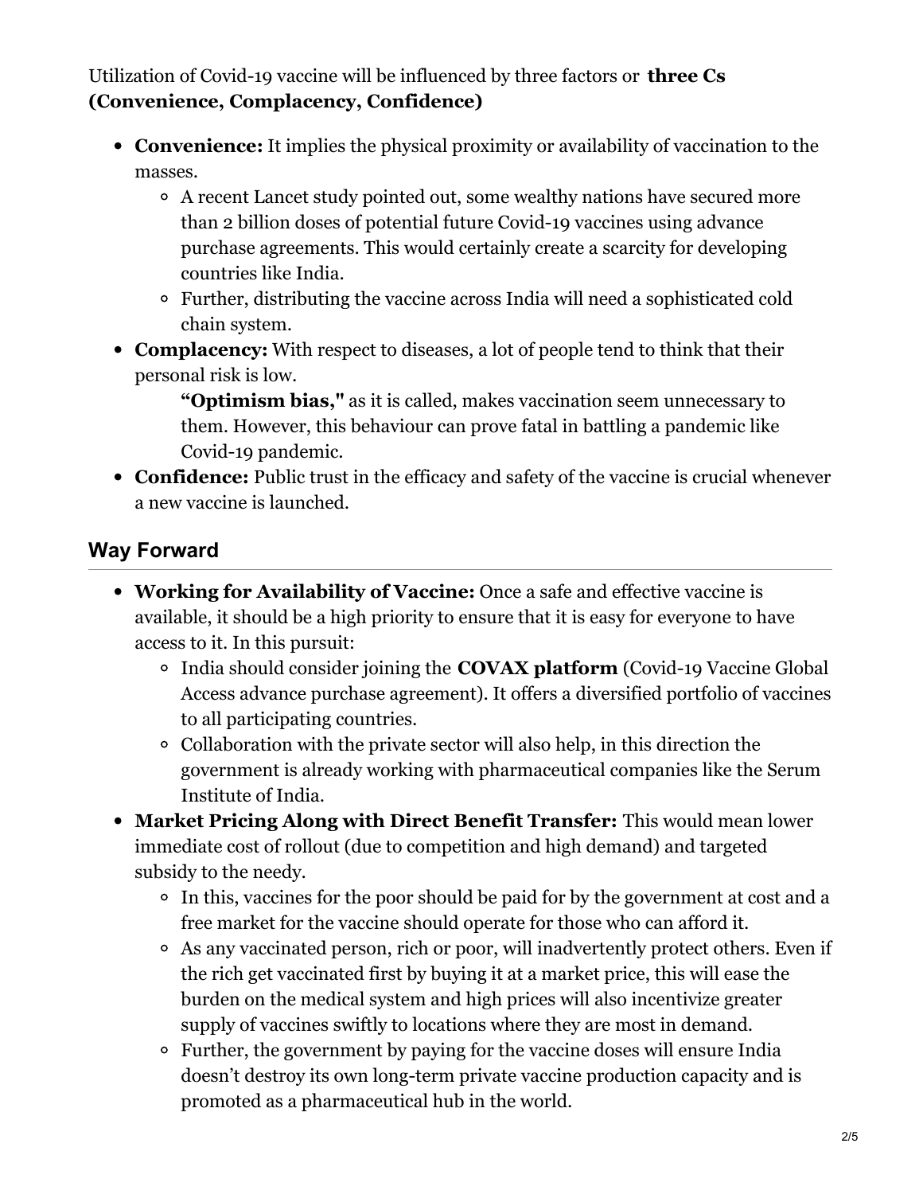Utilization of Covid-19 vaccine will be influenced by three factors or **three Cs (Convenience, Complacency, Confidence)**

- **Convenience:** It implies the physical proximity or availability of vaccination to the masses.
  - A recent Lancet study pointed out, some wealthy nations have secured more than 2 billion doses of potential future Covid-19 vaccines using advance purchase agreements. This would certainly create a scarcity for developing countries like India.
  - Further, distributing the vaccine across India will need a sophisticated cold chain system.
- **Complacency:** With respect to diseases, a lot of people tend to think that their personal risk is low.
  - **"Optimism bias,"** as it is called, makes vaccination seem unnecessary to them. However, this behaviour can prove fatal in battling a pandemic like Covid-19 pandemic.
- **Confidence:** Public trust in the efficacy and safety of the vaccine is crucial whenever a new vaccine is launched.

## Way Forward

- **Working for Availability of Vaccine:** Once a safe and effective vaccine is available, it should be a high priority to ensure that it is easy for everyone to have access to it. In this pursuit:
  - India should consider joining the **COVAX platform** (Covid-19 Vaccine Global Access advance purchase agreement). It offers a diversified portfolio of vaccines to all participating countries.
  - Collaboration with the private sector will also help, in this direction the government is already working with pharmaceutical companies like the Serum Institute of India.
- **Market Pricing Along with Direct Benefit Transfer:** This would mean lower immediate cost of rollout (due to competition and high demand) and targeted subsidy to the needy.
  - In this, vaccines for the poor should be paid for by the government at cost and a free market for the vaccine should operate for those who can afford it.
  - As any vaccinated person, rich or poor, will inadvertently protect others. Even if the rich get vaccinated first by buying it at a market price, this will ease the burden on the medical system and high prices will also incentivize greater supply of vaccines swiftly to locations where they are most in demand.
  - Further, the government by paying for the vaccine doses will ensure India doesn't destroy its own long-term private vaccine production capacity and is promoted as a pharmaceutical hub in the world.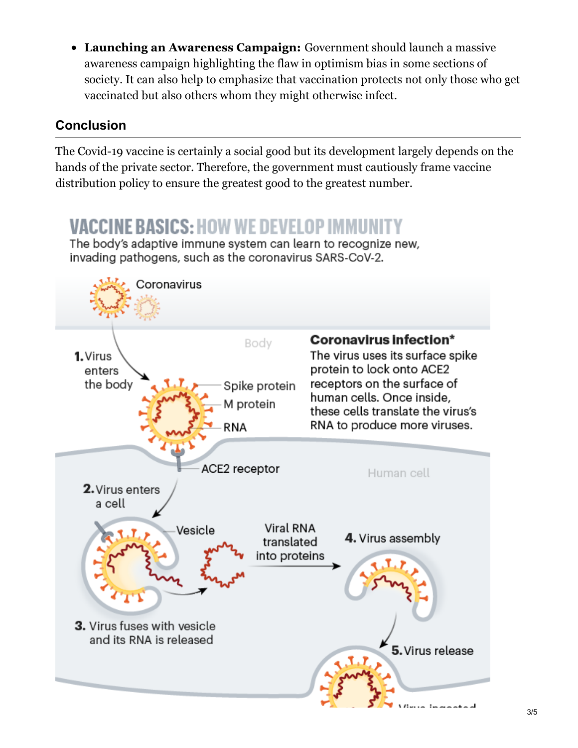- **Launching an Awareness Campaign:** Government should launch a massive awareness campaign highlighting the flaw in optimism bias in some sections of society. It can also help to emphasize that vaccination protects not only those who get vaccinated but also others whom they might otherwise infect.

## Conclusion

The Covid-19 vaccine is certainly a social good but its development largely depends on the hands of the private sector. Therefore, the government must cautiously frame vaccine distribution policy to ensure the greatest good to the greatest number.

### VACCINE BASICS: HOW WE DEVELOP IMMUNITY

The body's adaptive immune system can learn to recognize new, invading pathogens, such as the coronavirus SARS-CoV-2.

Coronavirus

Body

**Coronavirus infection***

The virus uses its surface spike protein to lock onto ACE2 receptors on the surface of human cells. Once inside, these cells translate the virus's RNA to produce more viruses.

**1.** Virus enters the body

Spike protein

M protein

RNA

ACE2 receptor

Human cell

**2.** Virus enters a cell

Vesicle

Viral RNA translated into proteins

**4.** Virus assembly

**3.** Virus fuses with vesicle and its RNA is released

**5.** Virus release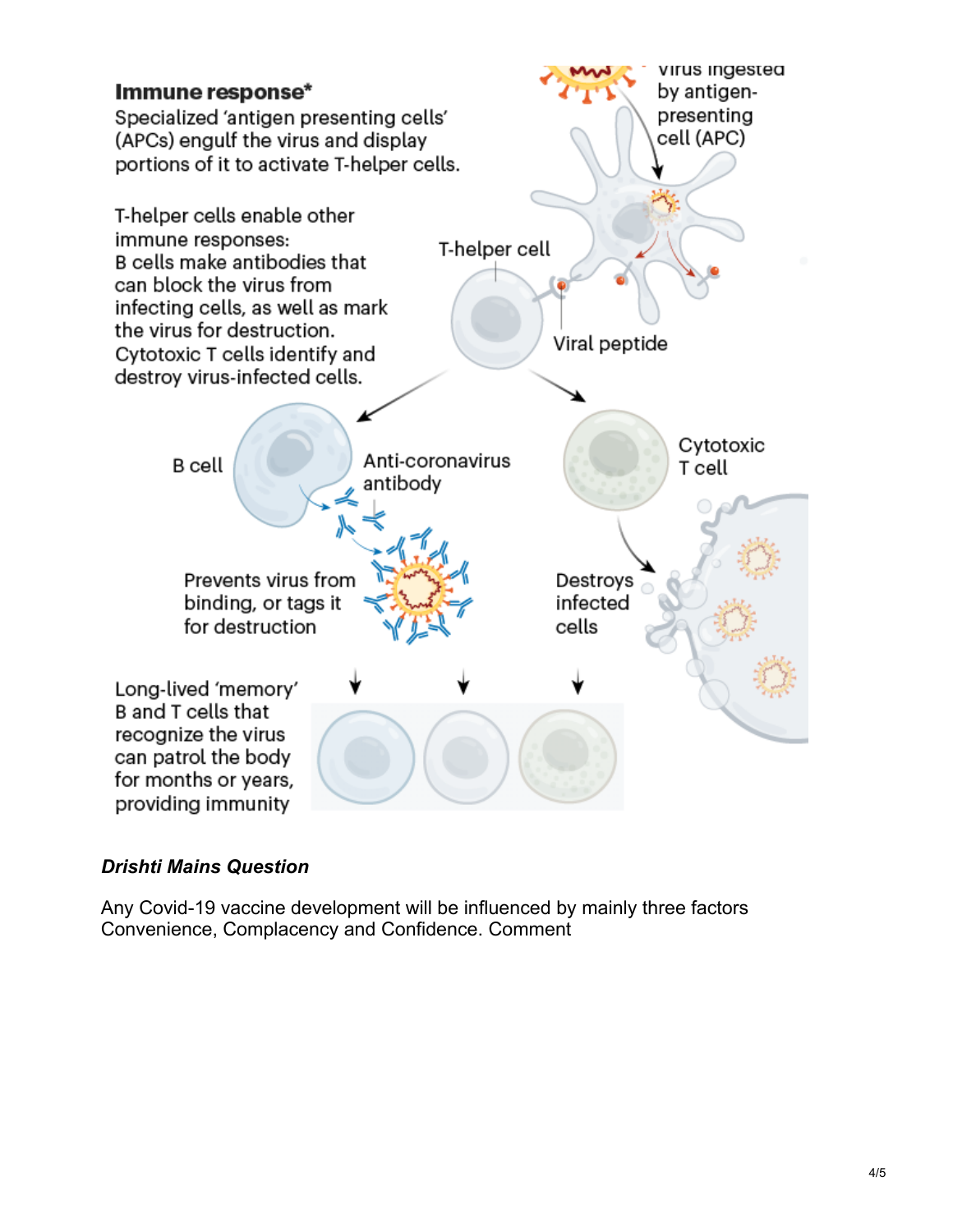**Immune response***

Specialized 'antigen presenting cells' (APCs) engulf the virus and display portions of it to activate T-helper cells.

T-helper cells enable other immune responses:
B cells make antibodies that can block the virus from infecting cells, as well as mark the virus for destruction.
Cytotoxic T cells identify and destroy virus-infected cells.

Virus ingested by antigen-presenting cell (APC)

T-helper cell

Viral peptide

B cell

Anti-coronavirus antibody

Cytotoxic T cell

Prevents virus from binding, or tags it for destruction

Destroys infected cells

Long-lived 'memory' B and T cells that recognize the virus can patrol the body for months or years, providing immunity

### *Drishti Mains Question*

Any Covid-19 vaccine development will be influenced by mainly three factors Convenience, Complacency and Confidence. Comment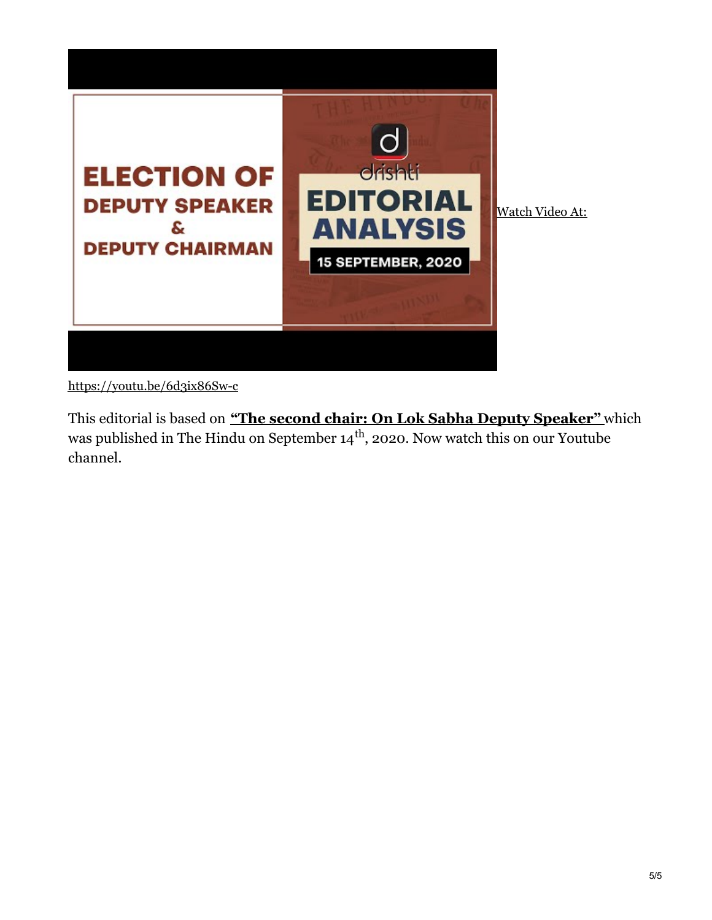Watch Video At:

https://youtu.be/6d3ix86Sw-c

This editorial is based on **"The second chair: On Lok Sabha Deputy Speaker"** which was published in The Hindu on September 14th, 2020. Now watch this on our Youtube channel.